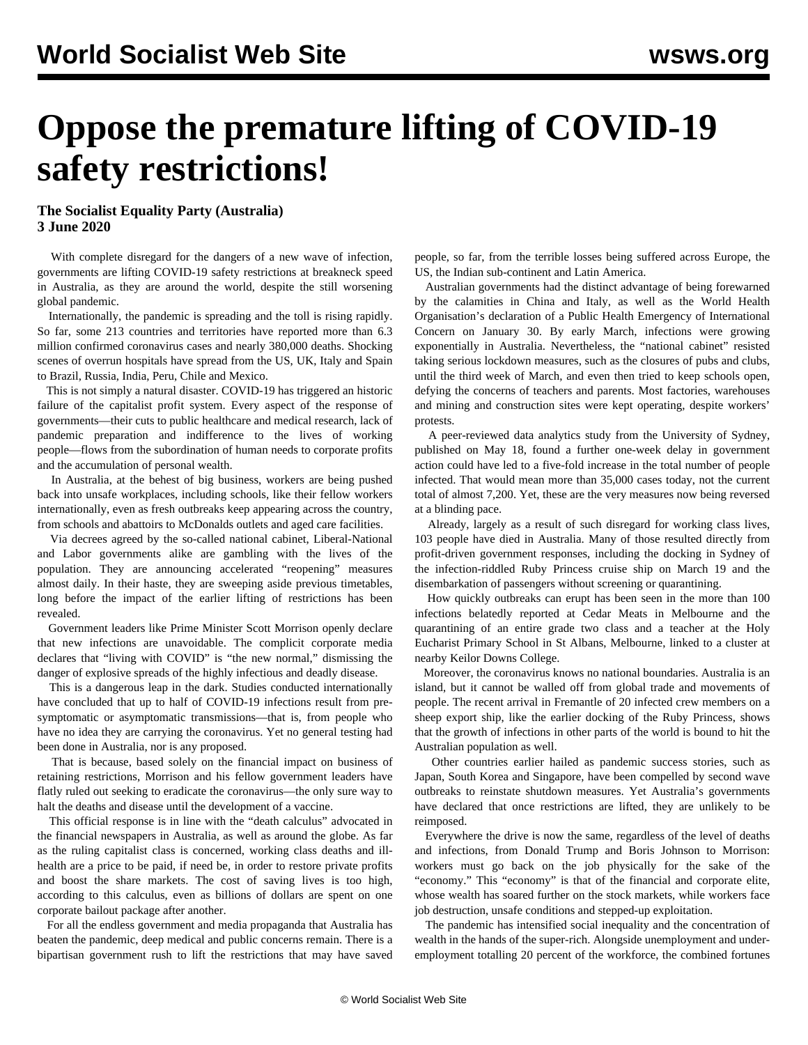# Oppose the premature lifting of COVID-19 safety restrictions!

**The Socialist Equality Party (Australia)**
**3 June 2020**

With complete disregard for the dangers of a new wave of infection, governments are lifting COVID-19 safety restrictions at breakneck speed in Australia, as they are around the world, despite the still worsening global pandemic.

Internationally, the pandemic is spreading and the toll is rising rapidly. So far, some 213 countries and territories have reported more than 6.3 million confirmed coronavirus cases and nearly 380,000 deaths. Shocking scenes of overrun hospitals have spread from the US, UK, Italy and Spain to Brazil, Russia, India, Peru, Chile and Mexico.

This is not simply a natural disaster. COVID-19 has triggered an historic failure of the capitalist profit system. Every aspect of the response of governments—their cuts to public healthcare and medical research, lack of pandemic preparation and indifference to the lives of working people—flows from the subordination of human needs to corporate profits and the accumulation of personal wealth.

In Australia, at the behest of big business, workers are being pushed back into unsafe workplaces, including schools, like their fellow workers internationally, even as fresh outbreaks keep appearing across the country, from schools and abattoirs to McDonalds outlets and aged care facilities.

Via decrees agreed by the so-called national cabinet, Liberal-National and Labor governments alike are gambling with the lives of the population. They are announcing accelerated "reopening" measures almost daily. In their haste, they are sweeping aside previous timetables, long before the impact of the earlier lifting of restrictions has been revealed.

Government leaders like Prime Minister Scott Morrison openly declare that new infections are unavoidable. The complicit corporate media declares that "living with COVID" is "the new normal," dismissing the danger of explosive spreads of the highly infectious and deadly disease.

This is a dangerous leap in the dark. Studies conducted internationally have concluded that up to half of COVID-19 infections result from pre-symptomatic or asymptomatic transmissions—that is, from people who have no idea they are carrying the coronavirus. Yet no general testing had been done in Australia, nor is any proposed.

That is because, based solely on the financial impact on business of retaining restrictions, Morrison and his fellow government leaders have flatly ruled out seeking to eradicate the coronavirus—the only sure way to halt the deaths and disease until the development of a vaccine.

This official response is in line with the "death calculus" advocated in the financial newspapers in Australia, as well as around the globe. As far as the ruling capitalist class is concerned, working class deaths and ill-health are a price to be paid, if need be, in order to restore private profits and boost the share markets. The cost of saving lives is too high, according to this calculus, even as billions of dollars are spent on one corporate bailout package after another.

For all the endless government and media propaganda that Australia has beaten the pandemic, deep medical and public concerns remain. There is a bipartisan government rush to lift the restrictions that may have saved people, so far, from the terrible losses being suffered across Europe, the US, the Indian sub-continent and Latin America.

Australian governments had the distinct advantage of being forewarned by the calamities in China and Italy, as well as the World Health Organisation's declaration of a Public Health Emergency of International Concern on January 30. By early March, infections were growing exponentially in Australia. Nevertheless, the "national cabinet" resisted taking serious lockdown measures, such as the closures of pubs and clubs, until the third week of March, and even then tried to keep schools open, defying the concerns of teachers and parents. Most factories, warehouses and mining and construction sites were kept operating, despite workers' protests.

A peer-reviewed data analytics study from the University of Sydney, published on May 18, found a further one-week delay in government action could have led to a five-fold increase in the total number of people infected. That would mean more than 35,000 cases today, not the current total of almost 7,200. Yet, these are the very measures now being reversed at a blinding pace.

Already, largely as a result of such disregard for working class lives, 103 people have died in Australia. Many of those resulted directly from profit-driven government responses, including the docking in Sydney of the infection-riddled Ruby Princess cruise ship on March 19 and the disembarkation of passengers without screening or quarantining.

How quickly outbreaks can erupt has been seen in the more than 100 infections belatedly reported at Cedar Meats in Melbourne and the quarantining of an entire grade two class and a teacher at the Holy Eucharist Primary School in St Albans, Melbourne, linked to a cluster at nearby Keilor Downs College.

Moreover, the coronavirus knows no national boundaries. Australia is an island, but it cannot be walled off from global trade and movements of people. The recent arrival in Fremantle of 20 infected crew members on a sheep export ship, like the earlier docking of the Ruby Princess, shows that the growth of infections in other parts of the world is bound to hit the Australian population as well.

Other countries earlier hailed as pandemic success stories, such as Japan, South Korea and Singapore, have been compelled by second wave outbreaks to reinstate shutdown measures. Yet Australia's governments have declared that once restrictions are lifted, they are unlikely to be reimposed.

Everywhere the drive is now the same, regardless of the level of deaths and infections, from Donald Trump and Boris Johnson to Morrison: workers must go back on the job physically for the sake of the "economy." This "economy" is that of the financial and corporate elite, whose wealth has soared further on the stock markets, while workers face job destruction, unsafe conditions and stepped-up exploitation.

The pandemic has intensified social inequality and the concentration of wealth in the hands of the super-rich. Alongside unemployment and under-employment totalling 20 percent of the workforce, the combined fortunes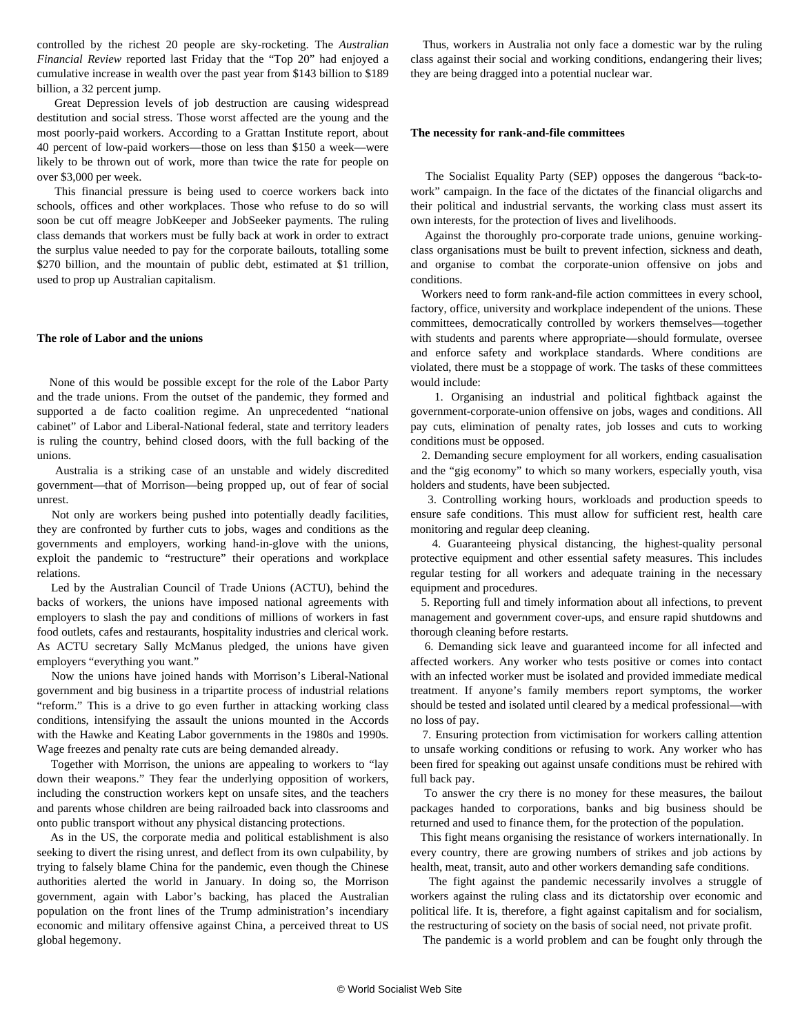controlled by the richest 20 people are sky-rocketing. The *Australian Financial Review* reported last Friday that the "Top 20" had enjoyed a cumulative increase in wealth over the past year from $143 billion to $189 billion, a 32 percent jump.

Great Depression levels of job destruction are causing widespread destitution and social stress. Those worst affected are the young and the most poorly-paid workers. According to a Grattan Institute report, about 40 percent of low-paid workers—those on less than $150 a week—were likely to be thrown out of work, more than twice the rate for people on over $3,000 per week.

This financial pressure is being used to coerce workers back into schools, offices and other workplaces. Those who refuse to do so will soon be cut off meagre JobKeeper and JobSeeker payments. The ruling class demands that workers must be fully back at work in order to extract the surplus value needed to pay for the corporate bailouts, totalling some $270 billion, and the mountain of public debt, estimated at $1 trillion, used to prop up Australian capitalism.

**The role of Labor and the unions**

None of this would be possible except for the role of the Labor Party and the trade unions. From the outset of the pandemic, they formed and supported a de facto coalition regime. An unprecedented "national cabinet" of Labor and Liberal-National federal, state and territory leaders is ruling the country, behind closed doors, with the full backing of the unions.

Australia is a striking case of an unstable and widely discredited government—that of Morrison—being propped up, out of fear of social unrest.

Not only are workers being pushed into potentially deadly facilities, they are confronted by further cuts to jobs, wages and conditions as the governments and employers, working hand-in-glove with the unions, exploit the pandemic to "restructure" their operations and workplace relations.

Led by the Australian Council of Trade Unions (ACTU), behind the backs of workers, the unions have imposed national agreements with employers to slash the pay and conditions of millions of workers in fast food outlets, cafes and restaurants, hospitality industries and clerical work. As ACTU secretary Sally McManus pledged, the unions have given employers "everything you want."

Now the unions have joined hands with Morrison's Liberal-National government and big business in a tripartite process of industrial relations "reform." This is a drive to go even further in attacking working class conditions, intensifying the assault the unions mounted in the Accords with the Hawke and Keating Labor governments in the 1980s and 1990s. Wage freezes and penalty rate cuts are being demanded already.

Together with Morrison, the unions are appealing to workers to "lay down their weapons." They fear the underlying opposition of workers, including the construction workers kept on unsafe sites, and the teachers and parents whose children are being railroaded back into classrooms and onto public transport without any physical distancing protections.

As in the US, the corporate media and political establishment is also seeking to divert the rising unrest, and deflect from its own culpability, by trying to falsely blame China for the pandemic, even though the Chinese authorities alerted the world in January. In doing so, the Morrison government, again with Labor's backing, has placed the Australian population on the front lines of the Trump administration's incendiary economic and military offensive against China, a perceived threat to US global hegemony.

Thus, workers in Australia not only face a domestic war by the ruling class against their social and working conditions, endangering their lives; they are being dragged into a potential nuclear war.

**The necessity for rank-and-file committees**

The Socialist Equality Party (SEP) opposes the dangerous "back-to-work" campaign. In the face of the dictates of the financial oligarchs and their political and industrial servants, the working class must assert its own interests, for the protection of lives and livelihoods.

Against the thoroughly pro-corporate trade unions, genuine working-class organisations must be built to prevent infection, sickness and death, and organise to combat the corporate-union offensive on jobs and conditions.

Workers need to form rank-and-file action committees in every school, factory, office, university and workplace independent of the unions. These committees, democratically controlled by workers themselves—together with students and parents where appropriate—should formulate, oversee and enforce safety and workplace standards. Where conditions are violated, there must be a stoppage of work. The tasks of these committees would include:

1. Organising an industrial and political fightback against the government-corporate-union offensive on jobs, wages and conditions. All pay cuts, elimination of penalty rates, job losses and cuts to working conditions must be opposed.
2. Demanding secure employment for all workers, ending casualisation and the "gig economy" to which so many workers, especially youth, visa holders and students, have been subjected.
3. Controlling working hours, workloads and production speeds to ensure safe conditions. This must allow for sufficient rest, health care monitoring and regular deep cleaning.
4. Guaranteeing physical distancing, the highest-quality personal protective equipment and other essential safety measures. This includes regular testing for all workers and adequate training in the necessary equipment and procedures.
5. Reporting full and timely information about all infections, to prevent management and government cover-ups, and ensure rapid shutdowns and thorough cleaning before restarts.
6. Demanding sick leave and guaranteed income for all infected and affected workers. Any worker who tests positive or comes into contact with an infected worker must be isolated and provided immediate medical treatment. If anyone's family members report symptoms, the worker should be tested and isolated until cleared by a medical professional—with no loss of pay.
7. Ensuring protection from victimisation for workers calling attention to unsafe working conditions or refusing to work. Any worker who has been fired for speaking out against unsafe conditions must be rehired with full back pay.

To answer the cry there is no money for these measures, the bailout packages handed to corporations, banks and big business should be returned and used to finance them, for the protection of the population.

This fight means organising the resistance of workers internationally. In every country, there are growing numbers of strikes and job actions by health, meat, transit, auto and other workers demanding safe conditions.

The fight against the pandemic necessarily involves a struggle of workers against the ruling class and its dictatorship over economic and political life. It is, therefore, a fight against capitalism and for socialism, the restructuring of society on the basis of social need, not private profit.

The pandemic is a world problem and can be fought only through the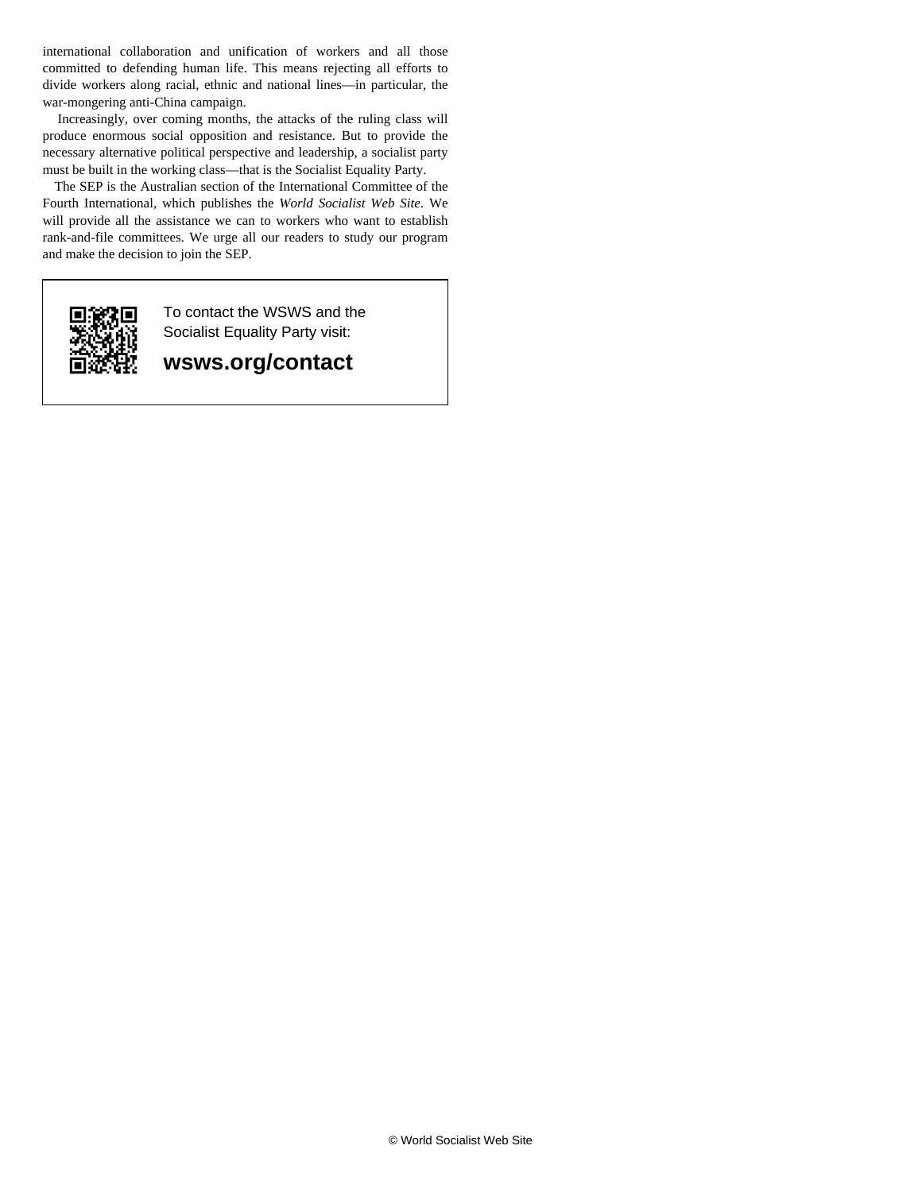international collaboration and unification of workers and all those committed to defending human life. This means rejecting all efforts to divide workers along racial, ethnic and national lines—in particular, the war-mongering anti-China campaign.

Increasingly, over coming months, the attacks of the ruling class will produce enormous social opposition and resistance. But to provide the necessary alternative political perspective and leadership, a socialist party must be built in the working class—that is the Socialist Equality Party.

The SEP is the Australian section of the International Committee of the Fourth International, which publishes the *World Socialist Web Site*. We will provide all the assistance we can to workers who want to establish rank-and-file committees. We urge all our readers to study our program and make the decision to join the SEP.

To contact the WSWS and the Socialist Equality Party visit:

**wsws.org/contact**